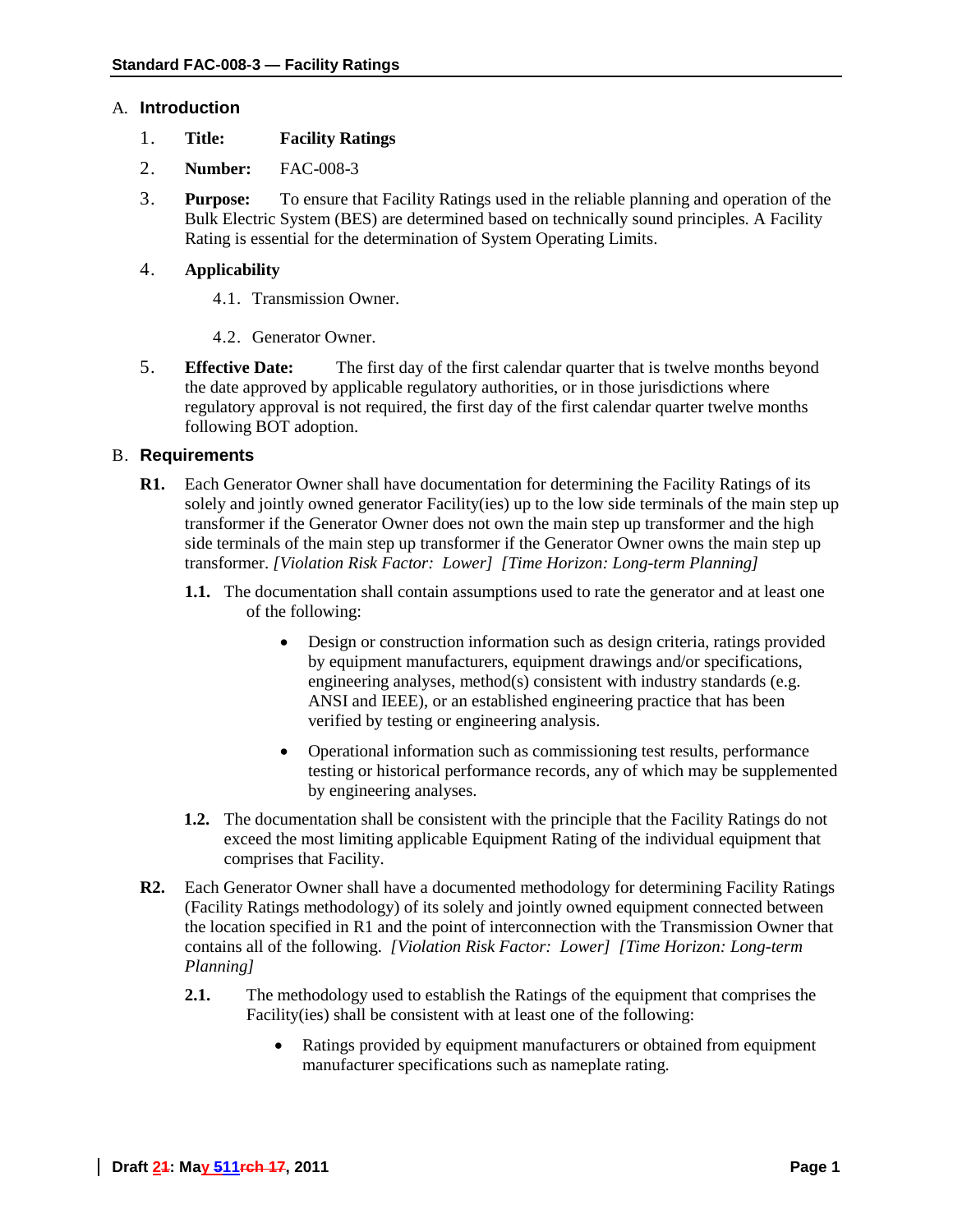## A. Introduction

1. **Title:** **Facility Ratings**
2. **Number:** FAC-008-3
3. **Purpose:** To ensure that Facility Ratings used in the reliable planning and operation of the Bulk Electric System (BES) are determined based on technically sound principles. A Facility Rating is essential for the determination of System Operating Limits.
4. **Applicability**
   - 4.1. Transmission Owner.
   - 4.2. Generator Owner.
5. **Effective Date:** The first day of the first calendar quarter that is twelve months beyond the date approved by applicable regulatory authorities, or in those jurisdictions where regulatory approval is not required, the first day of the first calendar quarter twelve months following BOT adoption.

## B. Requirements

**R1.** Each Generator Owner shall have documentation for determining the Facility Ratings of its solely and jointly owned generator Facility(ies) up to the low side terminals of the main step up transformer if the Generator Owner does not own the main step up transformer and the high side terminals of the main step up transformer if the Generator Owner owns the main step up transformer. *[Violation Risk Factor: Lower] [Time Horizon: Long-term Planning]*

**1.1.** The documentation shall contain assumptions used to rate the generator and at least one of the following:

- Design or construction information such as design criteria, ratings provided by equipment manufacturers, equipment drawings and/or specifications, engineering analyses, method(s) consistent with industry standards (e.g. ANSI and IEEE), or an established engineering practice that has been verified by testing or engineering analysis.
- Operational information such as commissioning test results, performance testing or historical performance records, any of which may be supplemented by engineering analyses.

**1.2.** The documentation shall be consistent with the principle that the Facility Ratings do not exceed the most limiting applicable Equipment Rating of the individual equipment that comprises that Facility.

**R2.** Each Generator Owner shall have a documented methodology for determining Facility Ratings (Facility Ratings methodology) of its solely and jointly owned equipment connected between the location specified in R1 and the point of interconnection with the Transmission Owner that contains all of the following. *[Violation Risk Factor: Lower] [Time Horizon: Long-term Planning]*

**2.1.** The methodology used to establish the Ratings of the equipment that comprises the Facility(ies) shall be consistent with at least one of the following:

- Ratings provided by equipment manufacturers or obtained from equipment manufacturer specifications such as nameplate rating.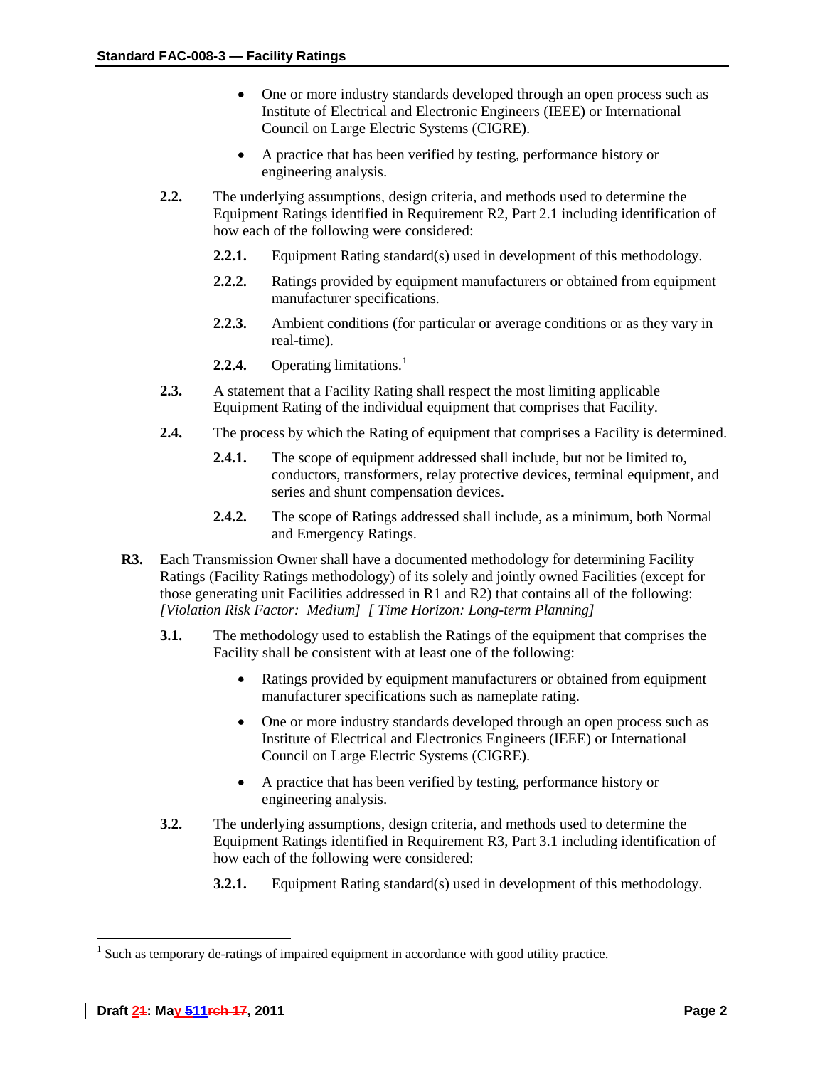- One or more industry standards developed through an open process such as Institute of Electrical and Electronic Engineers (IEEE) or International Council on Large Electric Systems (CIGRE).
- A practice that has been verified by testing, performance history or engineering analysis.

**2.2.** The underlying assumptions, design criteria, and methods used to determine the Equipment Ratings identified in Requirement R2, Part 2.1 including identification of how each of the following were considered:

**2.2.1.** Equipment Rating standard(s) used in development of this methodology.

**2.2.2.** Ratings provided by equipment manufacturers or obtained from equipment manufacturer specifications.

**2.2.3.** Ambient conditions (for particular or average conditions or as they vary in real-time).

**2.2.4.** Operating limitations.[1]

**2.3.** A statement that a Facility Rating shall respect the most limiting applicable Equipment Rating of the individual equipment that comprises that Facility.

**2.4.** The process by which the Rating of equipment that comprises a Facility is determined.

**2.4.1.** The scope of equipment addressed shall include, but not be limited to, conductors, transformers, relay protective devices, terminal equipment, and series and shunt compensation devices.

**2.4.2.** The scope of Ratings addressed shall include, as a minimum, both Normal and Emergency Ratings.

**R3.** Each Transmission Owner shall have a documented methodology for determining Facility Ratings (Facility Ratings methodology) of its solely and jointly owned Facilities (except for those generating unit Facilities addressed in R1 and R2) that contains all of the following: *[Violation Risk Factor: Medium] [ Time Horizon: Long-term Planning]*

**3.1.** The methodology used to establish the Ratings of the equipment that comprises the Facility shall be consistent with at least one of the following:

- Ratings provided by equipment manufacturers or obtained from equipment manufacturer specifications such as nameplate rating.
- One or more industry standards developed through an open process such as Institute of Electrical and Electronics Engineers (IEEE) or International Council on Large Electric Systems (CIGRE).
- A practice that has been verified by testing, performance history or engineering analysis.

**3.2.** The underlying assumptions, design criteria, and methods used to determine the Equipment Ratings identified in Requirement R3, Part 3.1 including identification of how each of the following were considered:

**3.2.1.** Equipment Rating standard(s) used in development of this methodology.

[1] Such as temporary de-ratings of impaired equipment in accordance with good utility practice.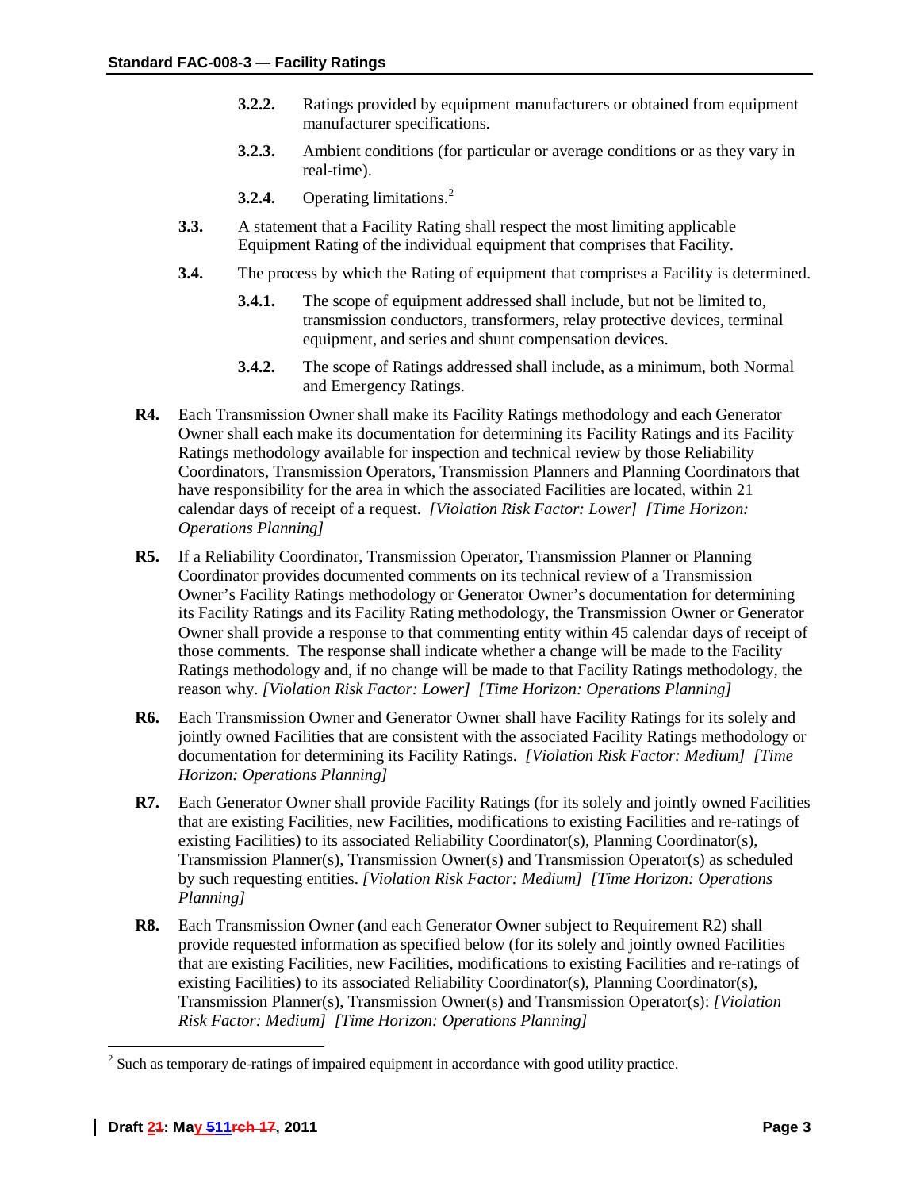**3.2.2.** Ratings provided by equipment manufacturers or obtained from equipment manufacturer specifications.

**3.2.3.** Ambient conditions (for particular or average conditions or as they vary in real-time).

**3.2.4.** Operating limitations.[2]

**3.3.** A statement that a Facility Rating shall respect the most limiting applicable Equipment Rating of the individual equipment that comprises that Facility.

**3.4.** The process by which the Rating of equipment that comprises a Facility is determined.

**3.4.1.** The scope of equipment addressed shall include, but not be limited to, transmission conductors, transformers, relay protective devices, terminal equipment, and series and shunt compensation devices.

**3.4.2.** The scope of Ratings addressed shall include, as a minimum, both Normal and Emergency Ratings.

**R4.** Each Transmission Owner shall make its Facility Ratings methodology and each Generator Owner shall each make its documentation for determining its Facility Ratings and its Facility Ratings methodology available for inspection and technical review by those Reliability Coordinators, Transmission Operators, Transmission Planners and Planning Coordinators that have responsibility for the area in which the associated Facilities are located, within 21 calendar days of receipt of a request. *[Violation Risk Factor: Lower] [Time Horizon: Operations Planning]*

**R5.** If a Reliability Coordinator, Transmission Operator, Transmission Planner or Planning Coordinator provides documented comments on its technical review of a Transmission Owner's Facility Ratings methodology or Generator Owner's documentation for determining its Facility Ratings and its Facility Rating methodology, the Transmission Owner or Generator Owner shall provide a response to that commenting entity within 45 calendar days of receipt of those comments. The response shall indicate whether a change will be made to the Facility Ratings methodology and, if no change will be made to that Facility Ratings methodology, the reason why. *[Violation Risk Factor: Lower] [Time Horizon: Operations Planning]*

**R6.** Each Transmission Owner and Generator Owner shall have Facility Ratings for its solely and jointly owned Facilities that are consistent with the associated Facility Ratings methodology or documentation for determining its Facility Ratings. *[Violation Risk Factor: Medium] [Time Horizon: Operations Planning]*

**R7.** Each Generator Owner shall provide Facility Ratings (for its solely and jointly owned Facilities that are existing Facilities, new Facilities, modifications to existing Facilities and re-ratings of existing Facilities) to its associated Reliability Coordinator(s), Planning Coordinator(s), Transmission Planner(s), Transmission Owner(s) and Transmission Operator(s) as scheduled by such requesting entities. *[Violation Risk Factor: Medium] [Time Horizon: Operations Planning]*

**R8.** Each Transmission Owner (and each Generator Owner subject to Requirement R2) shall provide requested information as specified below (for its solely and jointly owned Facilities that are existing Facilities, new Facilities, modifications to existing Facilities and re-ratings of existing Facilities) to its associated Reliability Coordinator(s), Planning Coordinator(s), Transmission Planner(s), Transmission Owner(s) and Transmission Operator(s): *[Violation Risk Factor: Medium] [Time Horizon: Operations Planning]*

---

[2] Such as temporary de-ratings of impaired equipment in accordance with good utility practice.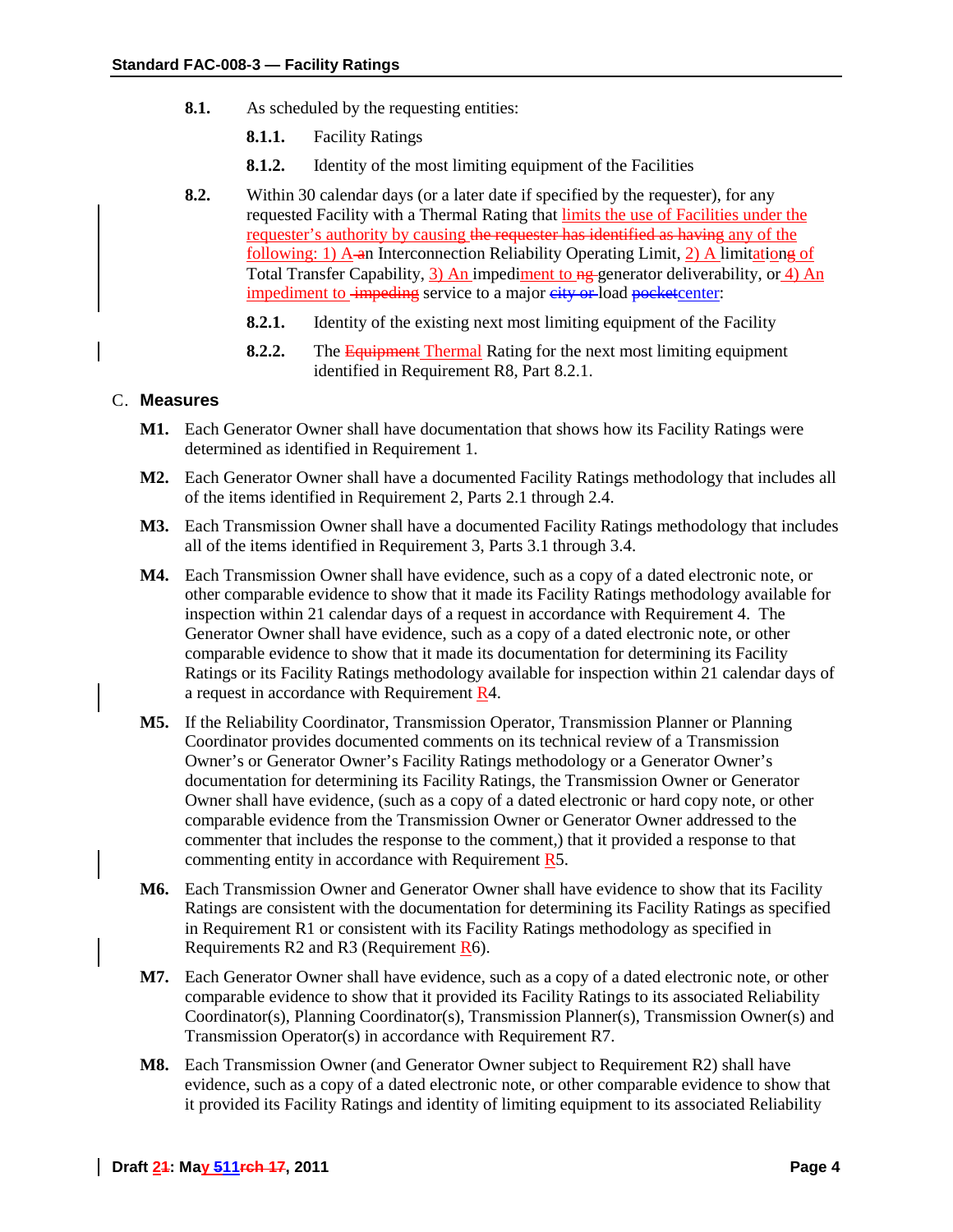**8.1.** As scheduled by the requesting entities:

**8.1.1.** Facility Ratings

**8.1.2.** Identity of the most limiting equipment of the Facilities

**8.2.** Within 30 calendar days (or a later date if specified by the requester), for any requested Facility with a Thermal Rating that limits the use of Facilities under the requester's authority by causing ~~the requester has identified as having~~ any of the following: 1) A ~~a~~n Interconnection Reliability Operating Limit, 2) A limitationg of Total Transfer Capability, 3) An impediment to ~~ng~~ generator deliverability, or 4) An impediment to ~~impeding~~ service to a major ~~city or~~ load ~~pocket~~center:

**8.2.1.** Identity of the existing next most limiting equipment of the Facility

**8.2.2.** The ~~Equipment~~ Thermal Rating for the next most limiting equipment identified in Requirement R8, Part 8.2.1.

## C. Measures

**M1.** Each Generator Owner shall have documentation that shows how its Facility Ratings were determined as identified in Requirement 1.

**M2.** Each Generator Owner shall have a documented Facility Ratings methodology that includes all of the items identified in Requirement 2, Parts 2.1 through 2.4.

**M3.** Each Transmission Owner shall have a documented Facility Ratings methodology that includes all of the items identified in Requirement 3, Parts 3.1 through 3.4.

**M4.** Each Transmission Owner shall have evidence, such as a copy of a dated electronic note, or other comparable evidence to show that it made its Facility Ratings methodology available for inspection within 21 calendar days of a request in accordance with Requirement 4. The Generator Owner shall have evidence, such as a copy of a dated electronic note, or other comparable evidence to show that it made its documentation for determining its Facility Ratings or its Facility Ratings methodology available for inspection within 21 calendar days of a request in accordance with Requirement R4.

**M5.** If the Reliability Coordinator, Transmission Operator, Transmission Planner or Planning Coordinator provides documented comments on its technical review of a Transmission Owner's or Generator Owner's Facility Ratings methodology or a Generator Owner's documentation for determining its Facility Ratings, the Transmission Owner or Generator Owner shall have evidence, (such as a copy of a dated electronic or hard copy note, or other comparable evidence from the Transmission Owner or Generator Owner addressed to the commenter that includes the response to the comment,) that it provided a response to that commenting entity in accordance with Requirement R5.

**M6.** Each Transmission Owner and Generator Owner shall have evidence to show that its Facility Ratings are consistent with the documentation for determining its Facility Ratings as specified in Requirement R1 or consistent with its Facility Ratings methodology as specified in Requirements R2 and R3 (Requirement R6).

**M7.** Each Generator Owner shall have evidence, such as a copy of a dated electronic note, or other comparable evidence to show that it provided its Facility Ratings to its associated Reliability Coordinator(s), Planning Coordinator(s), Transmission Planner(s), Transmission Owner(s) and Transmission Operator(s) in accordance with Requirement R7.

**M8.** Each Transmission Owner (and Generator Owner subject to Requirement R2) shall have evidence, such as a copy of a dated electronic note, or other comparable evidence to show that it provided its Facility Ratings and identity of limiting equipment to its associated Reliability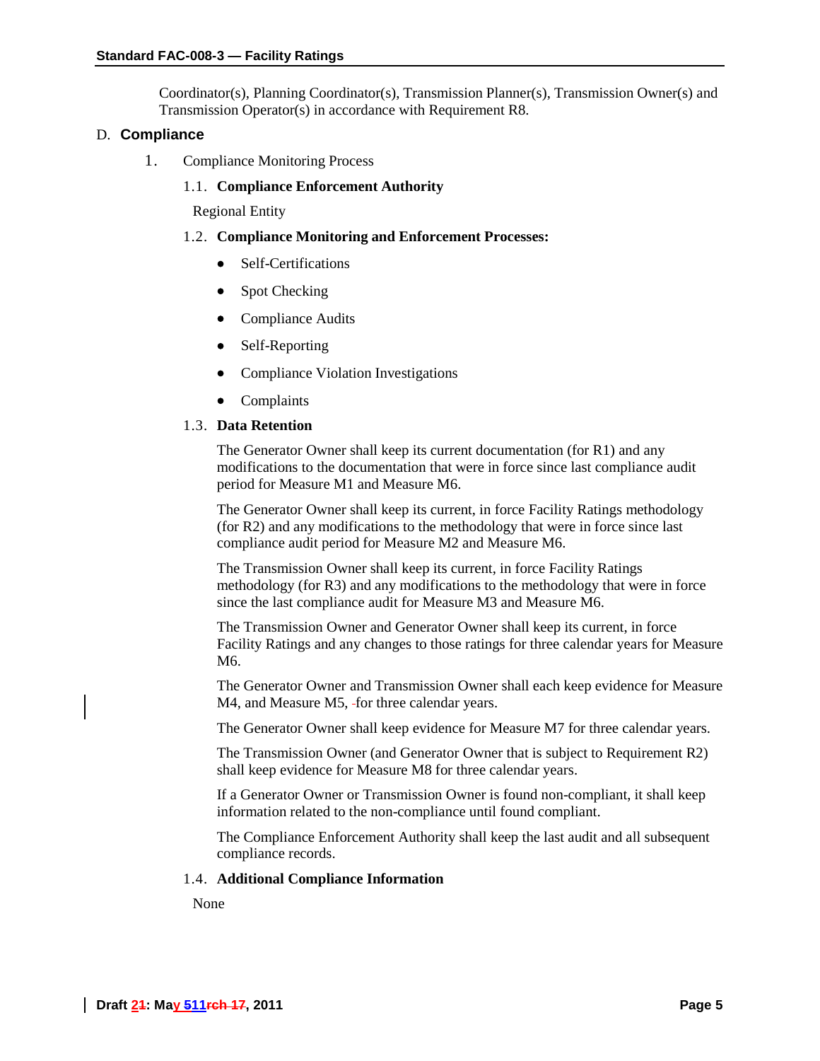Coordinator(s), Planning Coordinator(s), Transmission Planner(s), Transmission Owner(s) and Transmission Operator(s) in accordance with Requirement R8.

## D. Compliance

1. Compliance Monitoring Process

### 1.1. Compliance Enforcement Authority

Regional Entity

### 1.2. Compliance Monitoring and Enforcement Processes:

- Self-Certifications
- Spot Checking
- Compliance Audits
- Self-Reporting
- Compliance Violation Investigations
- Complaints

### 1.3. Data Retention

The Generator Owner shall keep its current documentation (for R1) and any modifications to the documentation that were in force since last compliance audit period for Measure M1 and Measure M6.

The Generator Owner shall keep its current, in force Facility Ratings methodology (for R2) and any modifications to the methodology that were in force since last compliance audit period for Measure M2 and Measure M6.

The Transmission Owner shall keep its current, in force Facility Ratings methodology (for R3) and any modifications to the methodology that were in force since the last compliance audit for Measure M3 and Measure M6.

The Transmission Owner and Generator Owner shall keep its current, in force Facility Ratings and any changes to those ratings for three calendar years for Measure M6.

The Generator Owner and Transmission Owner shall each keep evidence for Measure M4, and Measure M5, for three calendar years.

The Generator Owner shall keep evidence for Measure M7 for three calendar years.

The Transmission Owner (and Generator Owner that is subject to Requirement R2) shall keep evidence for Measure M8 for three calendar years.

If a Generator Owner or Transmission Owner is found non-compliant, it shall keep information related to the non-compliance until found compliant.

The Compliance Enforcement Authority shall keep the last audit and all subsequent compliance records.

### 1.4. Additional Compliance Information

None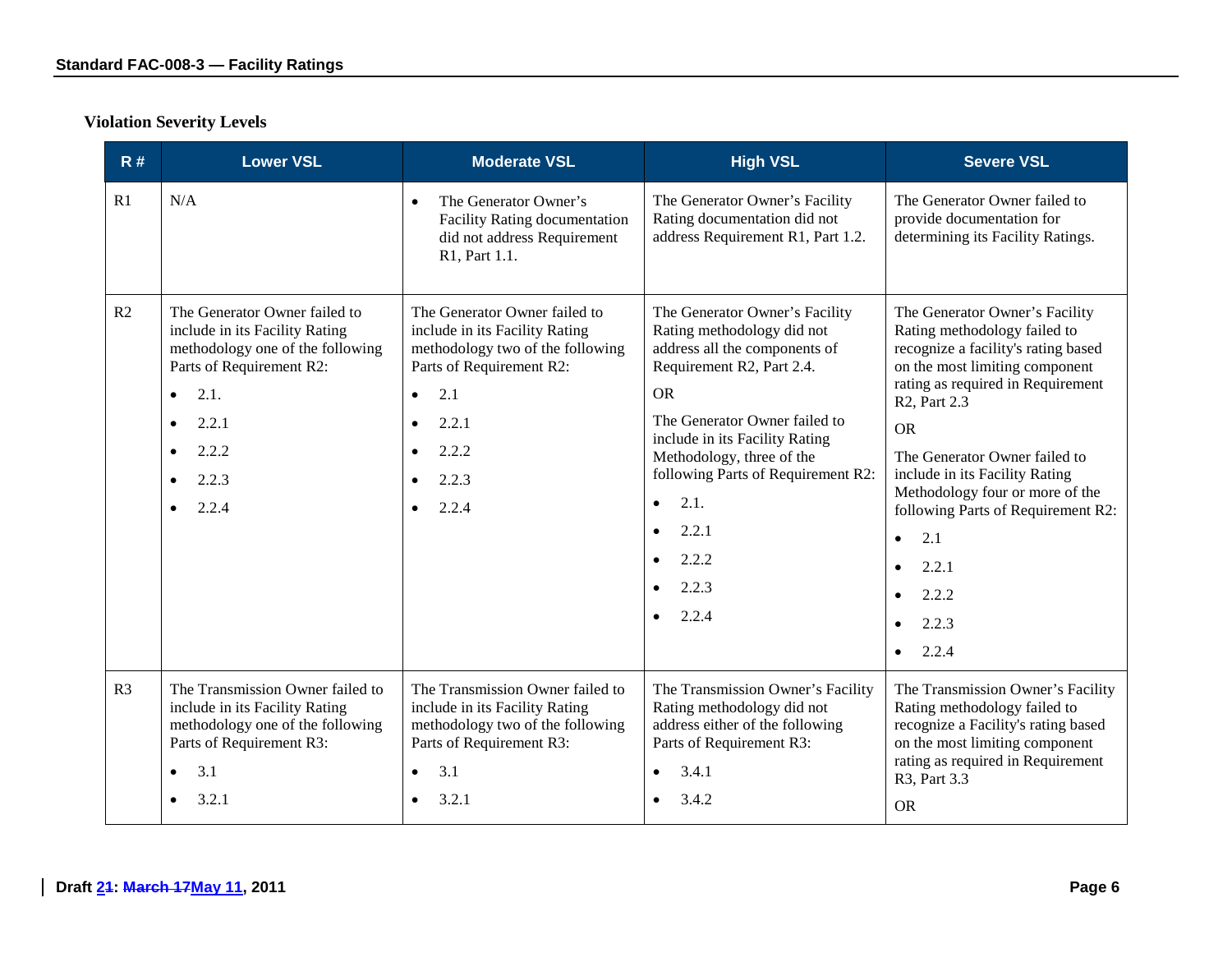## Violation Severity Levels

| R # | Lower VSL | Moderate VSL | High VSL | Severe VSL |
|---|---|---|---|---|
| R1 | N/A | • The Generator Owner's Facility Rating documentation did not address Requirement R1, Part 1.1. | The Generator Owner's Facility Rating documentation did not address Requirement R1, Part 1.2. | The Generator Owner failed to provide documentation for determining its Facility Ratings. |
| R2 | The Generator Owner failed to include in its Facility Rating methodology one of the following Parts of Requirement R2:<br>• 2.1.<br>• 2.2.1<br>• 2.2.2<br>• 2.2.3<br>• 2.2.4 | The Generator Owner failed to include in its Facility Rating methodology two of the following Parts of Requirement R2:<br>• 2.1<br>• 2.2.1<br>• 2.2.2<br>• 2.2.3<br>• 2.2.4 | The Generator Owner's Facility Rating methodology did not address all the components of Requirement R2, Part 2.4.<br>OR<br>The Generator Owner failed to include in its Facility Rating Methodology, three of the following Parts of Requirement R2:<br>• 2.1.<br>• 2.2.1<br>• 2.2.2<br>• 2.2.3<br>• 2.2.4 | The Generator Owner's Facility Rating methodology failed to recognize a facility's rating based on the most limiting component rating as required in Requirement R2, Part 2.3<br>OR<br>The Generator Owner failed to include in its Facility Rating Methodology four or more of the following Parts of Requirement R2:<br>• 2.1<br>• 2.2.1<br>• 2.2.2<br>• 2.2.3<br>• 2.2.4 |
| R3 | The Transmission Owner failed to include in its Facility Rating methodology one of the following Parts of Requirement R3:<br>• 3.1<br>• 3.2.1 | The Transmission Owner failed to include in its Facility Rating methodology two of the following Parts of Requirement R3:<br>• 3.1<br>• 3.2.1 | The Transmission Owner's Facility Rating methodology did not address either of the following Parts of Requirement R3:<br>• 3.4.1<br>• 3.4.2 | The Transmission Owner's Facility Rating methodology failed to recognize a Facility's rating based on the most limiting component rating as required in Requirement R3, Part 3.3<br>OR |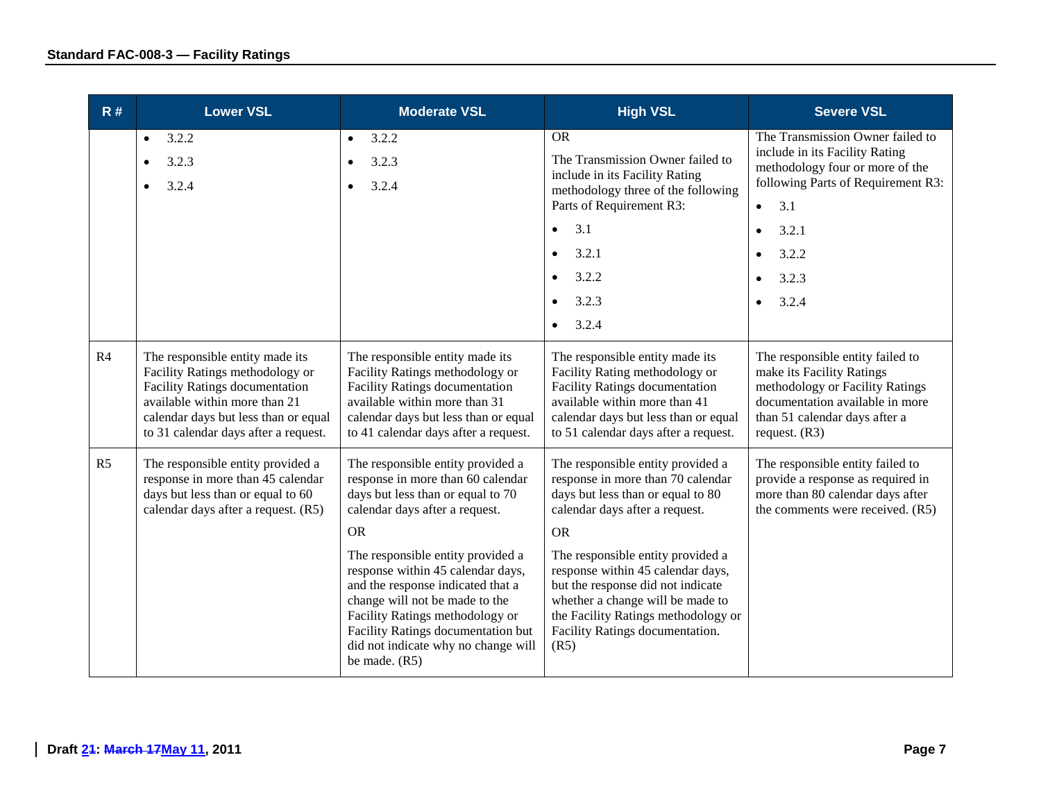| R # | Lower VSL | Moderate VSL | High VSL | Severe VSL |
|---|---|---|---|---|
| | • 3.2.2<br>• 3.2.3<br>• 3.2.4 | • 3.2.2<br>• 3.2.3<br>• 3.2.4 | OR<br>The Transmission Owner failed to include in its Facility Rating methodology three of the following Parts of Requirement R3:<br>• 3.1<br>• 3.2.1<br>• 3.2.2<br>• 3.2.3<br>• 3.2.4 | The Transmission Owner failed to include in its Facility Ratings methodology four or more of the following Parts of Requirement R3:<br>• 3.1<br>• 3.2.1<br>• 3.2.2<br>• 3.2.3<br>• 3.2.4 |
| R4 | The responsible entity made its Facility Ratings methodology or Facility Ratings documentation available within more than 21 calendar days but less than or equal to 31 calendar days after a request. | The responsible entity made its Facility Ratings methodology or Facility Ratings documentation available within more than 31 calendar days but less than or equal to 41 calendar days after a request. | The responsible entity made its Facility Rating methodology or Facility Ratings documentation available within more than 41 calendar days but less than or equal to 51 calendar days after a request. | The responsible entity failed to make its Facility Ratings methodology or Facility Ratings documentation available in more than 51 calendar days after a request. (R3) |
| R5 | The responsible entity provided a response in more than 45 calendar days but less than or equal to 60 calendar days after a request. (R5) | The responsible entity provided a response in more than 60 calendar days but less than or equal to 70 calendar days after a request.<br>OR<br>The responsible entity provided a response within 45 calendar days, and the response indicated that a change will not be made to the Facility Ratings methodology or Facility Ratings documentation but did not indicate why no change will be made. (R5) | The responsible entity provided a response in more than 70 calendar days but less than or equal to 80 calendar days after a request.<br>OR<br>The responsible entity provided a response within 45 calendar days, but the response did not indicate whether a change will be made to the Facility Ratings methodology or Facility Ratings documentation. (R5) | The responsible entity failed to provide a response as required in more than 80 calendar days after the comments were received. (R5) |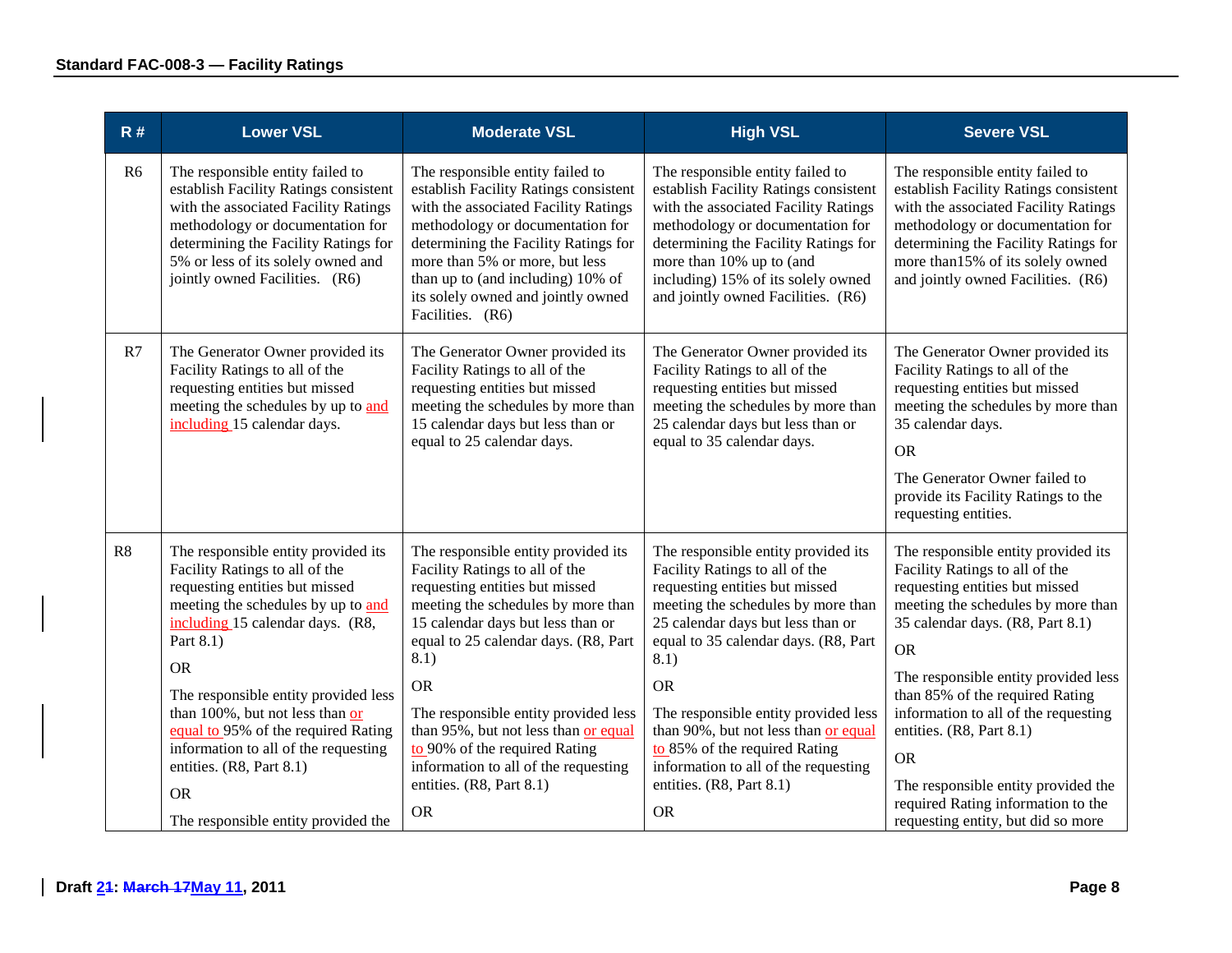| R # | Lower VSL | Moderate VSL | High VSL | Severe VSL |
|---|---|---|---|---|
| R6 | The responsible entity failed to establish Facility Ratings consistent with the associated Facility Ratings methodology or documentation for determining the Facility Ratings for 5% or less of its solely owned and jointly owned Facilities. (R6) | The responsible entity failed to establish Facility Ratings consistent with the associated Facility Ratings methodology or documentation for determining the Facility Ratings for more than 5% or more, but less than up to (and including) 10% of its solely owned and jointly owned Facilities. (R6) | The responsible entity failed to establish Facility Ratings consistent with the associated Facility Ratings methodology or documentation for determining the Facility Ratings for more than 10% up to (and including) 15% of its solely owned and jointly owned Facilities. (R6) | The responsible entity failed to establish Facility Ratings consistent with the associated Facility Ratings methodology or documentation for determining the Facility Ratings for more than15% of its solely owned and jointly owned Facilities. (R6) |
| R7 | The Generator Owner provided its Facility Ratings to all of the requesting entities but missed meeting the schedules by up to and including 15 calendar days. | The Generator Owner provided its Facility Ratings to all of the requesting entities but missed meeting the schedules by more than 15 calendar days but less than or equal to 25 calendar days. | The Generator Owner provided its Facility Ratings to all of the requesting entities but missed meeting the schedules by more than 25 calendar days but less than or equal to 35 calendar days. | The Generator Owner provided its Facility Ratings to all of the requesting entities but missed meeting the schedules by more than 35 calendar days.<br><br>OR<br><br>The Generator Owner failed to provide its Facility Ratings to the requesting entities. |
| R8 | The responsible entity provided its Facility Ratings to all of the requesting entities but missed meeting the schedules by up to and including 15 calendar days. (R8, Part 8.1)<br><br>OR<br><br>The responsible entity provided less than 100%, but not less than or equal to 95% of the required Rating information to all of the requesting entities. (R8, Part 8.1)<br><br>OR<br><br>The responsible entity provided the | The responsible entity provided its Facility Ratings to all of the requesting entities but missed meeting the schedules by more than 15 calendar days but less than or equal to 25 calendar days. (R8, Part 8.1)<br><br>OR<br><br>The responsible entity provided less than 95%, but not less than or equal to 90% of the required Rating information to all of the requesting entities. (R8, Part 8.1)<br><br>OR | The responsible entity provided its Facility Ratings to all of the requesting entities but missed meeting the schedules by more than 25 calendar days but less than or equal to 35 calendar days. (R8, Part 8.1)<br><br>OR<br><br>The responsible entity provided less than 90%, but not less than or equal to 85% of the required Rating information to all of the requesting entities. (R8, Part 8.1)<br><br>OR | The responsible entity provided its Facility Ratings to all of the requesting entities but missed meeting the schedules by more than 35 calendar days. (R8, Part 8.1)<br><br>OR<br><br>The responsible entity provided less than 85% of the required Rating information to all of the requesting entities. (R8, Part 8.1)<br><br>OR<br><br>The responsible entity provided the required Rating information to the requesting entity, but did so more |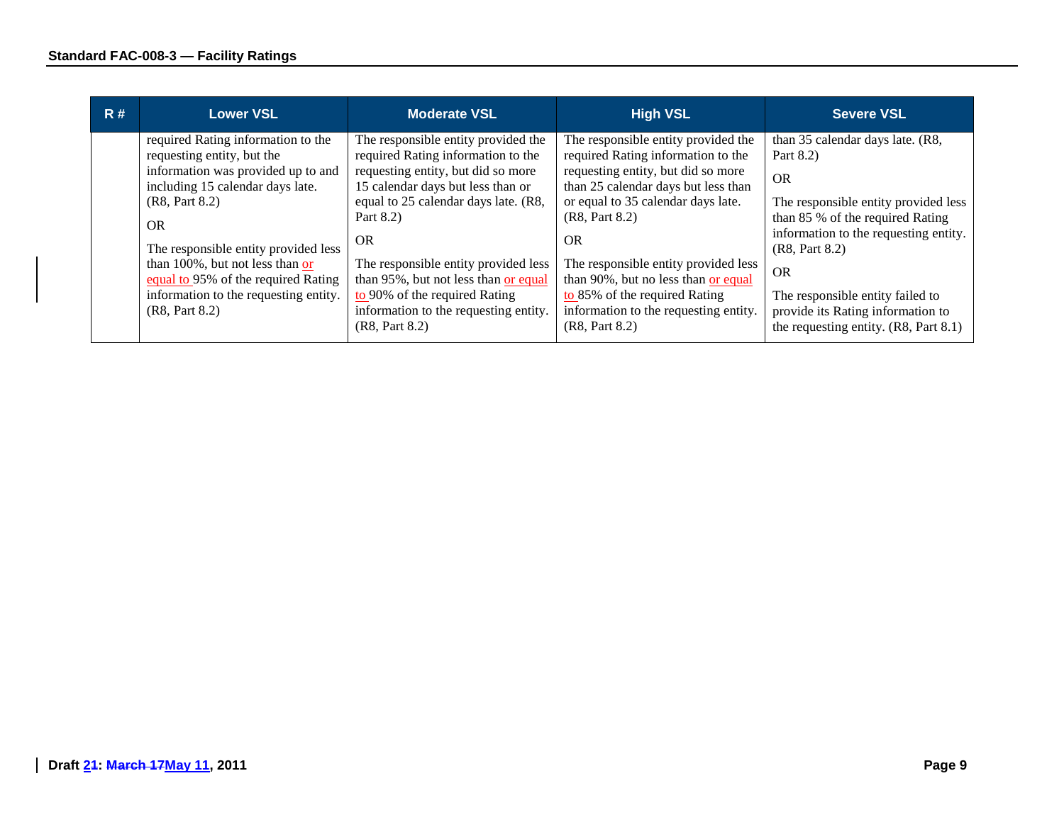| R # | Lower VSL | Moderate VSL | High VSL | Severe VSL |
|---|---|---|---|---|
| | required Rating information to the requesting entity, but the information was provided up to and including 15 calendar days late. (R8, Part 8.2)<br><br>OR<br><br>The responsible entity provided less than 100%, but not less than or equal to 95% of the required Rating information to the requesting entity. (R8, Part 8.2) | The responsible entity provided the required Rating information to the requesting entity, but did so more 15 calendar days but less than or equal to 25 calendar days late. (R8, Part 8.2)<br><br>OR<br><br>The responsible entity provided less than 95%, but not less than or equal to 90% of the required Rating information to the requesting entity. (R8, Part 8.2) | The responsible entity provided the required Rating information to the requesting entity, but did so more than 25 calendar days but less than or equal to 35 calendar days late. (R8, Part 8.2)<br><br>OR<br><br>The responsible entity provided less than 90%, but no less than or equal to 85% of the required Rating information to the requesting entity. (R8, Part 8.2) | than 35 calendar days late. (R8, Part 8.2)<br><br>OR<br><br>The responsible entity provided less than 85 % of the required Rating information to the requesting entity. (R8, Part 8.2)<br><br>OR<br><br>The responsible entity failed to provide its Rating information to the requesting entity. (R8, Part 8.1) |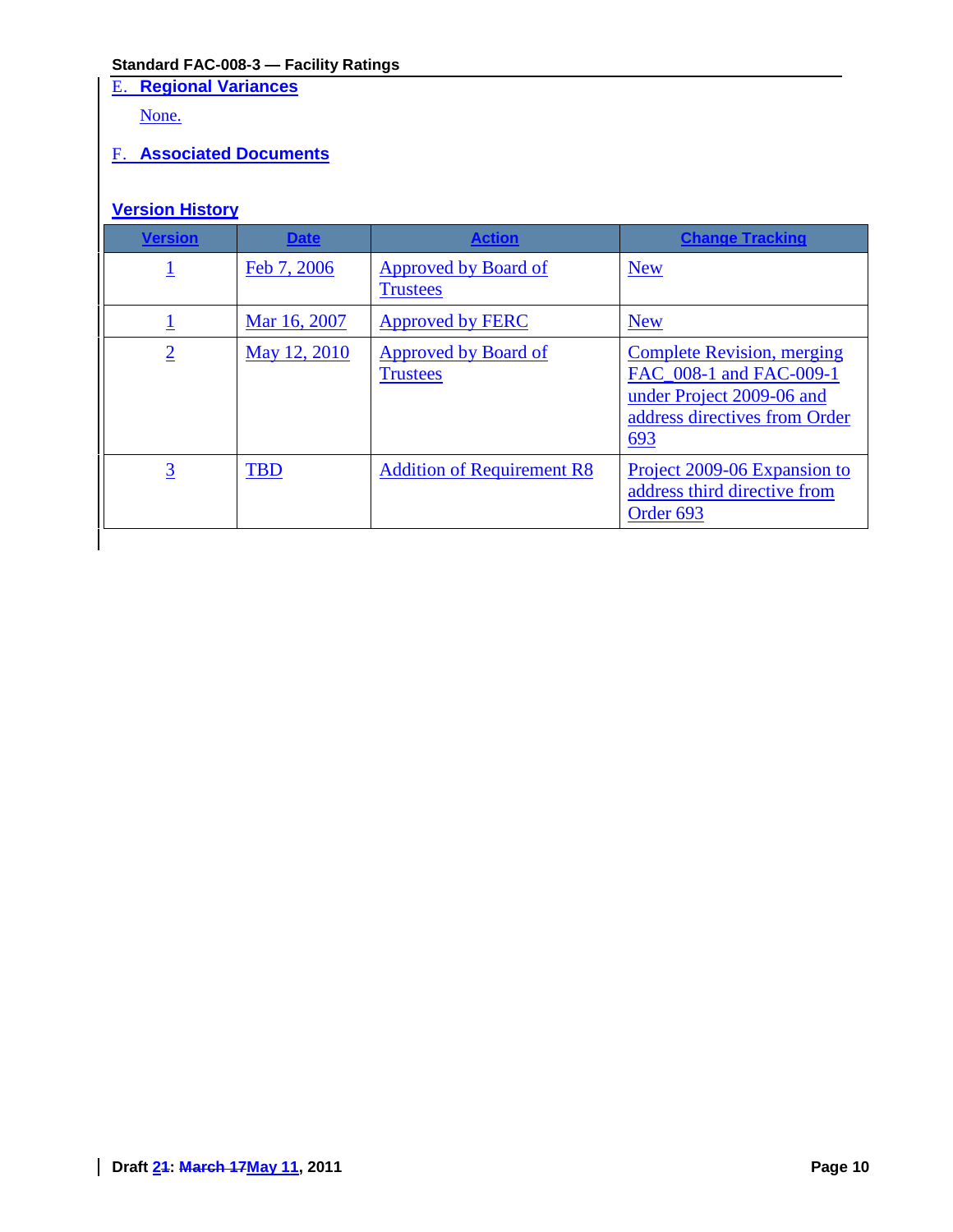## E. Regional Variances

None.

## F. Associated Documents

### Version History

| Version | Date | Action | Change Tracking |
|---|---|---|---|
| 1 | Feb 7, 2006 | Approved by Board of Trustees | New |
| 1 | Mar 16, 2007 | Approved by FERC | New |
| 2 | May 12, 2010 | Approved by Board of Trustees | Complete Revision, merging FAC_008-1 and FAC-009-1 under Project 2009-06 and address directives from Order 693 |
| 3 | TBD | Addition of Requirement R8 | Project 2009-06 Expansion to address third directive from Order 693 |